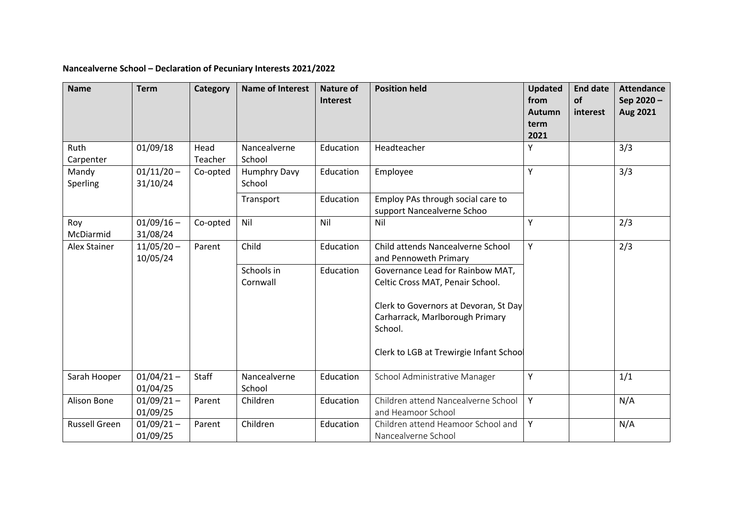**Nancealverne School – Declaration of Pecuniary Interests 2021/2022**

| Name | Term | Category | Name of Interest | Nature of Interest | Position held | Updated from Autumn term 2021 | End date of interest | Attendance Sep 2020 – Aug 2021 |
|---|---|---|---|---|---|---|---|---|
| Ruth Carpenter | 01/09/18 | Head Teacher | Nancealverne School | Education | Headteacher | Y | | 3/3 |
| Mandy Sperling | 01/11/20 – 31/10/24 | Co-opted | Humphry Davy School | Education | Employee | Y | | 3/3 |
| | | | Transport | Education | Employ PAs through social care to support Nancealverne Schoo | | | |
| Roy McDiarmid | 01/09/16 – 31/08/24 | Co-opted | Nil | Nil | Nil | Y | | 2/3 |
| Alex Stainer | 11/05/20 – 10/05/24 | Parent | Child | Education | Child attends Nancealverne School and Pennoweth Primary | Y | | 2/3 |
| | | | Schools in Cornwall | Education | Governance Lead for Rainbow MAT, Celtic Cross MAT, Penair School.<br><br>Clerk to Governors at Devoran, St Day Carharrack, Marlborough Primary School.<br><br>Clerk to LGB at Trewirgie Infant Schoo | | | |
| Sarah Hooper | 01/04/21 – 01/04/25 | Staff | Nancealverne School | Education | School Administrative Manager | Y | | 1/1 |
| Alison Bone | 01/09/21 – 01/09/25 | Parent | Children | Education | Children attend Nancealverne School and Heamoor School | Y | | N/A |
| Russell Green | 01/09/21 – 01/09/25 | Parent | Children | Education | Children attend Heamoor School and Nancealverne School | Y | | N/A |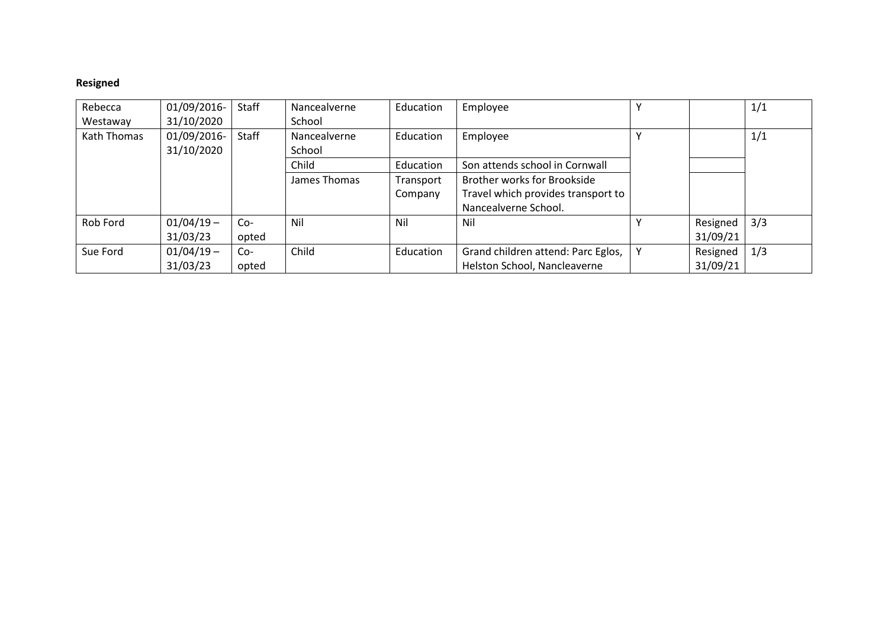**Resigned**

| | | | | | | | | |
|---|---|---|---|---|---|---|---|---|
| Rebecca Westaway | 01/09/2016-31/10/2020 | Staff | Nancealverne School | Education | Employee | Y | | 1/1 |
| Kath Thomas | 01/09/2016-31/10/2020 | Staff | Nancealverne School | Education | Employee | Y | | 1/1 |
| | | | Child | Education | Son attends school in Cornwall | | | |
| | | | James Thomas | Transport Company | Brother works for Brookside Travel which provides transport to Nancealverne School. | | | |
| Rob Ford | 01/04/19 – 31/03/23 | Co-opted | Nil | Nil | Nil | Y | Resigned 31/09/21 | 3/3 |
| Sue Ford | 01/04/19 – 31/03/23 | Co-opted | Child | Education | Grand children attend: Parc Eglos, Helston School, Nancleaverne | Y | Resigned 31/09/21 | 1/3 |